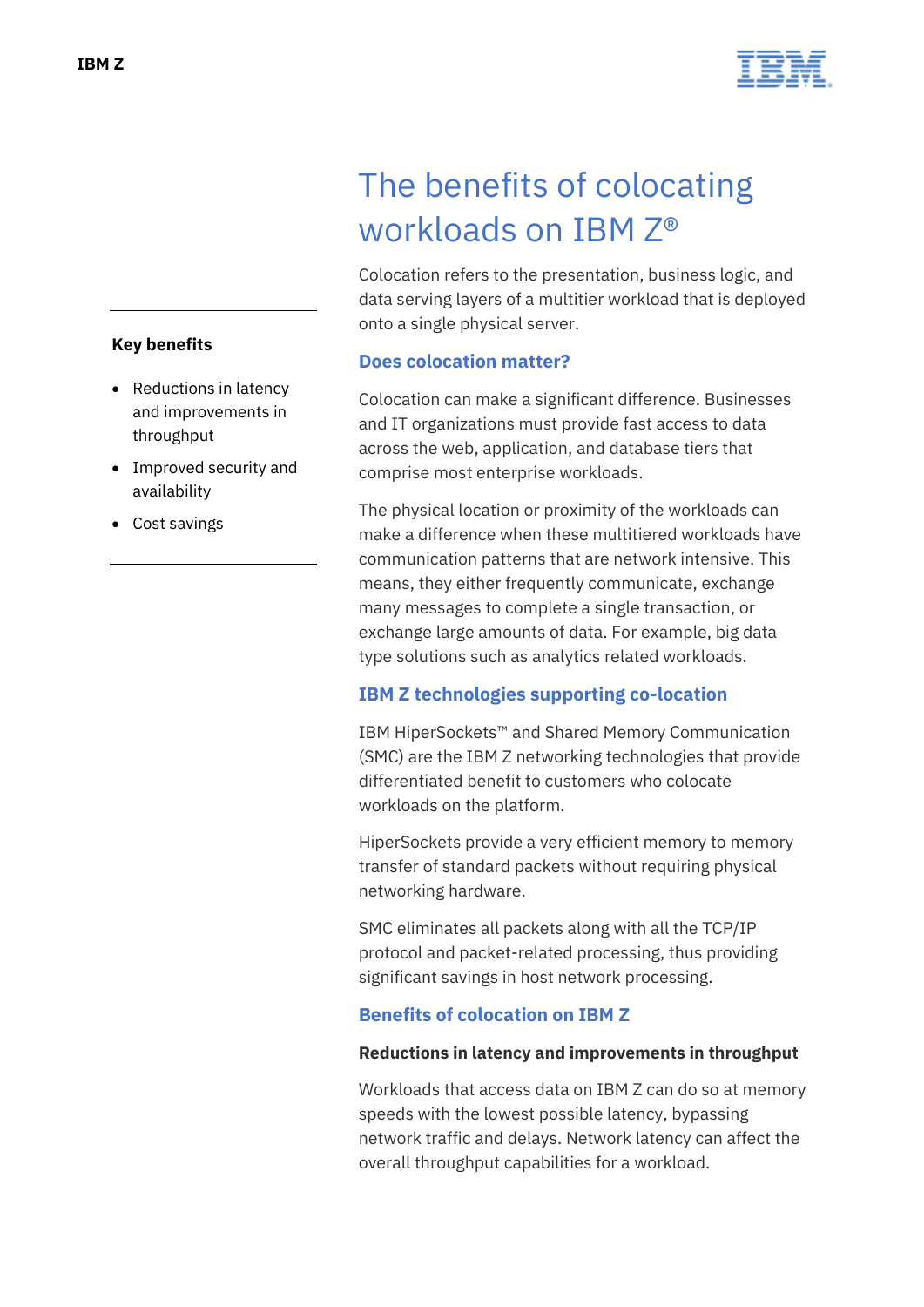# The benefits of colocating workloads on IBM Z®

Colocation refers to the presentation, business logic, and data serving layers of a multitier workload that is deployed onto a single physical server.

**Key benefits**

- Reductions in latency and improvements in throughput
- Improved security and availability
- Cost savings

## Does colocation matter?

Colocation can make a significant difference. Businesses and IT organizations must provide fast access to data across the web, application, and database tiers that comprise most enterprise workloads.

The physical location or proximity of the workloads can make a difference when these multitiered workloads have communication patterns that are network intensive. This means, they either frequently communicate, exchange many messages to complete a single transaction, or exchange large amounts of data. For example, big data type solutions such as analytics related workloads.

## IBM Z technologies supporting co-location

IBM HiperSockets™ and Shared Memory Communication (SMC) are the IBM Z networking technologies that provide differentiated benefit to customers who colocate workloads on the platform.

HiperSockets provide a very efficient memory to memory transfer of standard packets without requiring physical networking hardware.

SMC eliminates all packets along with all the TCP/IP protocol and packet-related processing, thus providing significant savings in host network processing.

## Benefits of colocation on IBM Z

### Reductions in latency and improvements in throughput

Workloads that access data on IBM Z can do so at memory speeds with the lowest possible latency, bypassing network traffic and delays. Network latency can affect the overall throughput capabilities for a workload.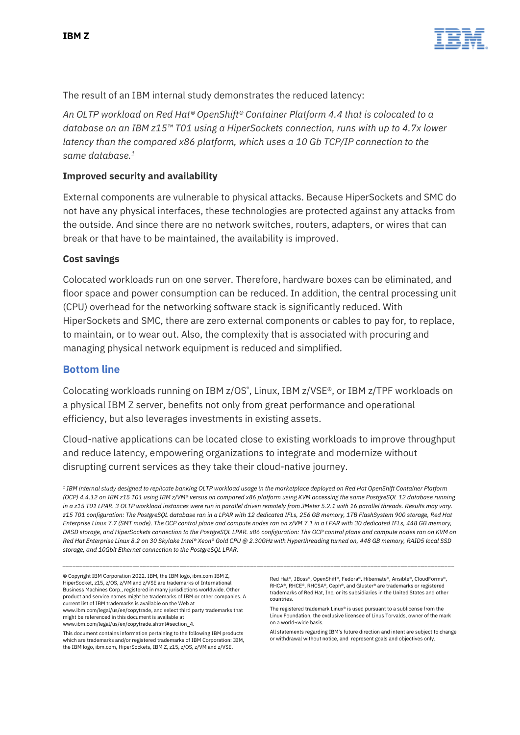The result of an IBM internal study demonstrates the reduced latency:

*An OLTP workload on Red Hat® OpenShift® Container Platform 4.4 that is colocated to a database on an IBM z15™ T01 using a HiperSockets connection, runs with up to 4.7x lower latency than the compared x86 platform, which uses a 10 Gb TCP/IP connection to the same database.*[1]

### Improved security and availability

External components are vulnerable to physical attacks. Because HiperSockets and SMC do not have any physical interfaces, these technologies are protected against any attacks from the outside. And since there are no network switches, routers, adapters, or wires that can break or that have to be maintained, the availability is improved.

### Cost savings

Colocated workloads run on one server. Therefore, hardware boxes can be eliminated, and floor space and power consumption can be reduced. In addition, the central processing unit (CPU) overhead for the networking software stack is significantly reduced. With HiperSockets and SMC, there are zero external components or cables to pay for, to replace, to maintain, or to wear out. Also, the complexity that is associated with procuring and managing physical network equipment is reduced and simplified.

## Bottom line

Colocating workloads running on IBM z/OS®, Linux, IBM z/VSE®, or IBM z/TPF workloads on a physical IBM Z server, benefits not only from great performance and operational efficiency, but also leverages investments in existing assets.

Cloud-native applications can be located close to existing workloads to improve throughput and reduce latency, empowering organizations to integrate and modernize without disrupting current services as they take their cloud-native journey.

*[1] IBM internal study designed to replicate banking OLTP workload usage in the marketplace deployed on Red Hat OpenShift Container Platform (OCP) 4.4.12 on IBM z15 T01 using IBM z/VM® versus on compared x86 platform using KVM accessing the same PostgreSQL 12 database running in a z15 T01 LPAR. 3 OLTP workload instances were run in parallel driven remotely from JMeter 5.2.1 with 16 parallel threads. Results may vary. z15 T01 configuration: The PostgreSQL database ran in a LPAR with 12 dedicated IFLs, 256 GB memory, 1TB FlashSystem 900 storage, Red Hat Enterprise Linux 7.7 (SMT mode). The OCP control plane and compute nodes ran on z/VM 7.1 in a LPAR with 30 dedicated IFLs, 448 GB memory, DASD storage, and HiperSockets connection to the PostgreSQL LPAR. x86 configuration: The OCP control plane and compute nodes ran on KVM on Red Hat Enterprise Linux 8.2 on 30 Skylake Intel® Xeon® Gold CPU @ 2.30GHz with Hyperthreading turned on, 448 GB memory, RAID5 local SSD storage, and 10Gbit Ethernet connection to the PostgreSQL LPAR.*

---

© Copyright IBM Corporation 2022. IBM, the IBM logo, ibm.com IBM Z, HiperSocket, z15, z/OS, z/VM and z/VSE are trademarks of International Business Machines Corp., registered in many jurisdictions worldwide. Other product and service names might be trademarks of IBM or other companies. A current list of IBM trademarks is available on the Web at www.ibm.com/legal/us/en/copytrade, and select third party trademarks that might be referenced in this document is available at www.ibm.com/legal/us/en/copytrade.shtml#section_4.

This document contains information pertaining to the following IBM products which are trademarks and/or registered trademarks of IBM Corporation: IBM, the IBM logo, ibm.com, HiperSockets, IBM Z, z15, z/OS, z/VM and z/VSE.

Red Hat®, JBoss®, OpenShift®, Fedora®, Hibernate®, Ansible®, CloudForms®, RHCA®, RHCE®, RHCSA®, Ceph®, and Gluster® are trademarks or registered trademarks of Red Hat, Inc. or its subsidiaries in the United States and other countries.

The registered trademark Linux® is used pursuant to a sublicense from the Linux Foundation, the exclusive licensee of Linus Torvalds, owner of the mark on a world-wide basis.

All statements regarding IBM's future direction and intent are subject to change or withdrawal without notice, and represent goals and objectives only.